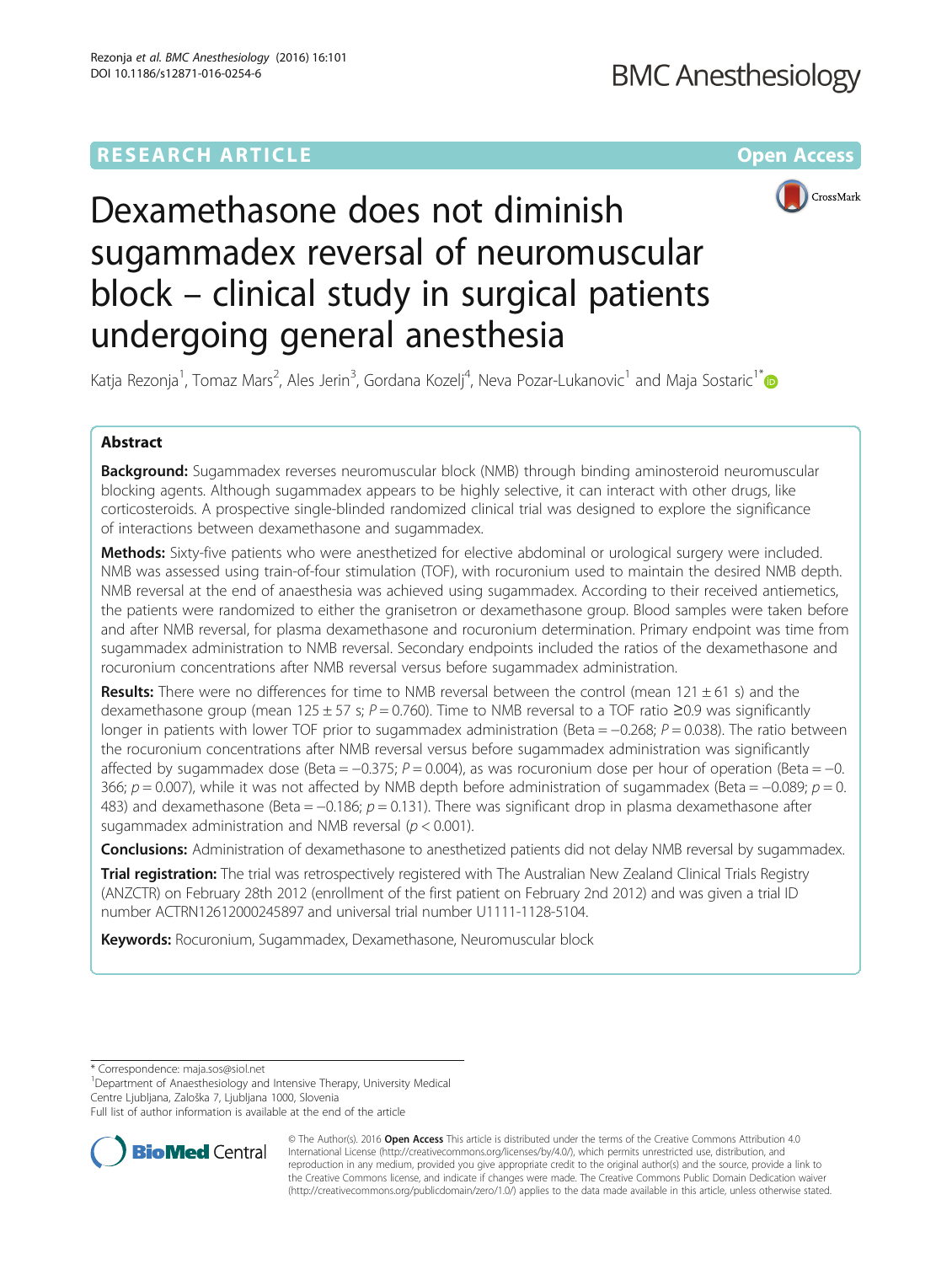RESEARCH ARTICLE

Open Access

# Dexamethasone does not diminish sugammadex reversal of neuromuscular block – clinical study in surgical patients undergoing general anesthesia

Katja Rezonja[1], Tomaz Mars[2], Ales Jerin[3], Gordana Kozelj[4], Neva Pozar-Lukanovic[1] and Maja Sostaric[1*]

## Abstract

**Background:** Sugammadex reverses neuromuscular block (NMB) through binding aminosteroid neuromuscular blocking agents. Although sugammadex appears to be highly selective, it can interact with other drugs, like corticosteroids. A prospective single-blinded randomized clinical trial was designed to explore the significance of interactions between dexamethasone and sugammadex.

**Methods:** Sixty-five patients who were anesthetized for elective abdominal or urological surgery were included. NMB was assessed using train-of-four stimulation (TOF), with rocuronium used to maintain the desired NMB depth. NMB reversal at the end of anaesthesia was achieved using sugammadex. According to their received antiemetics, the patients were randomized to either the granisetron or dexamethasone group. Blood samples were taken before and after NMB reversal, for plasma dexamethasone and rocuronium determination. Primary endpoint was time from sugammadex administration to NMB reversal. Secondary endpoints included the ratios of the dexamethasone and rocuronium concentrations after NMB reversal versus before sugammadex administration.

**Results:** There were no differences for time to NMB reversal between the control (mean 121 ± 61 s) and the dexamethasone group (mean 125 ± 57 s; $P = 0.760$). Time to NMB reversal to a TOF ratio ≥0.9 was significantly longer in patients with lower TOF prior to sugammadex administration (Beta = −0.268; $P = 0.038$). The ratio between the rocuronium concentrations after NMB reversal versus before sugammadex administration was significantly affected by sugammadex dose (Beta = −0.375; $P = 0.004$), as was rocuronium dose per hour of operation (Beta = −0.366; $p = 0.007$), while it was not affected by NMB depth before administration of sugammadex (Beta = −0.089; $p = 0.483$) and dexamethasone (Beta = −0.186; $p = 0.131$). There was significant drop in plasma dexamethasone after sugammadex administration and NMB reversal ($p < 0.001$).

**Conclusions:** Administration of dexamethasone to anesthetized patients did not delay NMB reversal by sugammadex.

**Trial registration:** The trial was retrospectively registered with The Australian New Zealand Clinical Trials Registry (ANZCTR) on February 28th 2012 (enrollment of the first patient on February 2nd 2012) and was given a trial ID number ACTRN12612000245897 and universal trial number U1111-1128-5104.

**Keywords:** Rocuronium, Sugammadex, Dexamethasone, Neuromuscular block

---

\* Correspondence: maja.sos@siol.net

[1]Department of Anaesthesiology and Intensive Therapy, University Medical Centre Ljubljana, Zaloška 7, Ljubljana 1000, Slovenia

Full list of author information is available at the end of the article

© The Author(s). 2016 **Open Access** This article is distributed under the terms of the Creative Commons Attribution 4.0 International License (http://creativecommons.org/licenses/by/4.0/), which permits unrestricted use, distribution, and reproduction in any medium, provided you give appropriate credit to the original author(s) and the source, provide a link to the Creative Commons license, and indicate if changes were made. The Creative Commons Public Domain Dedication waiver (http://creativecommons.org/publicdomain/zero/1.0/) applies to the data made available in this article, unless otherwise stated.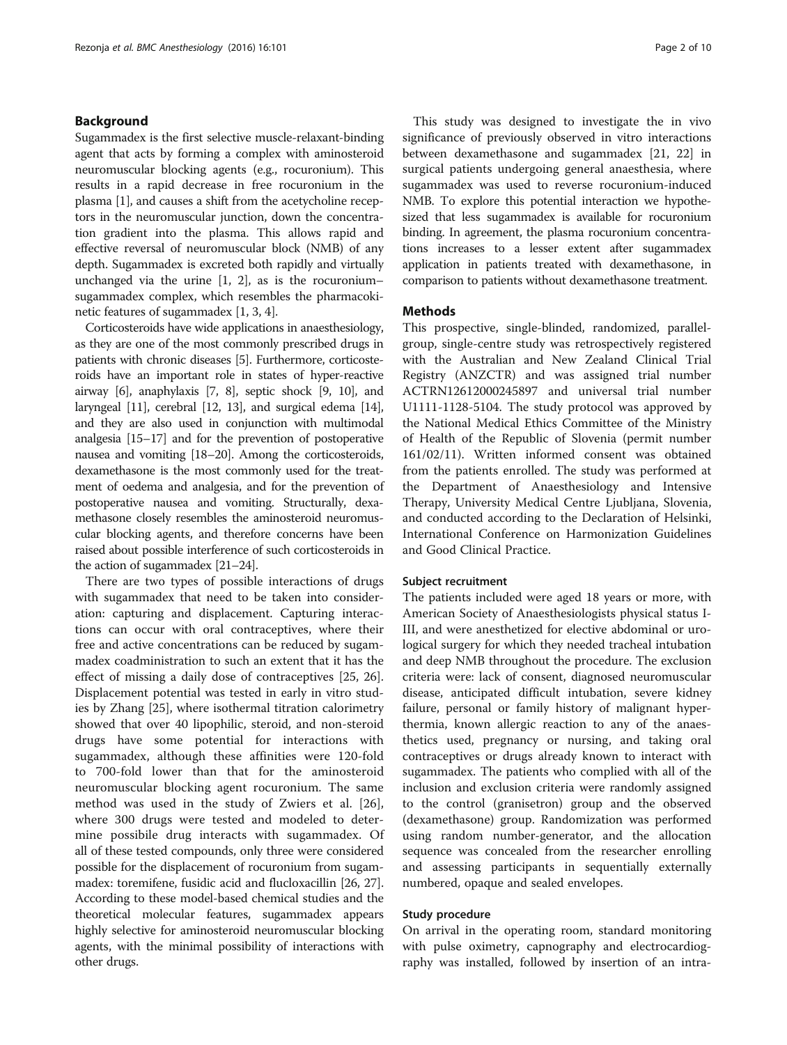## Background

Sugammadex is the first selective muscle-relaxant-binding agent that acts by forming a complex with aminosteroid neuromuscular blocking agents (e.g., rocuronium). This results in a rapid decrease in free rocuronium in the plasma [1], and causes a shift from the acetycholine receptors in the neuromuscular junction, down the concentration gradient into the plasma. This allows rapid and effective reversal of neuromuscular block (NMB) of any depth. Sugammadex is excreted both rapidly and virtually unchanged via the urine [1, 2], as is the rocuronium–sugammadex complex, which resembles the pharmacokinetic features of sugammadex [1, 3, 4].

Corticosteroids have wide applications in anaesthesiology, as they are one of the most commonly prescribed drugs in patients with chronic diseases [5]. Furthermore, corticosteroids have an important role in states of hyper-reactive airway [6], anaphylaxis [7, 8], septic shock [9, 10], and laryngeal [11], cerebral [12, 13], and surgical edema [14], and they are also used in conjunction with multimodal analgesia [15–17] and for the prevention of postoperative nausea and vomiting [18–20]. Among the corticosteroids, dexamethasone is the most commonly used for the treatment of oedema and analgesia, and for the prevention of postoperative nausea and vomiting. Structurally, dexamethasone closely resembles the aminosteroid neuromuscular blocking agents, and therefore concerns have been raised about possible interference of such corticosteroids in the action of sugammadex [21–24].

There are two types of possible interactions of drugs with sugammadex that need to be taken into consideration: capturing and displacement. Capturing interactions can occur with oral contraceptives, where their free and active concentrations can be reduced by sugammadex coadministration to such an extent that it has the effect of missing a daily dose of contraceptives [25, 26]. Displacement potential was tested in early in vitro studies by Zhang [25], where isothermal titration calorimetry showed that over 40 lipophilic, steroid, and non-steroid drugs have some potential for interactions with sugammadex, although these affinities were 120-fold to 700-fold lower than that for the aminosteroid neuromuscular blocking agent rocuronium. The same method was used in the study of Zwiers et al. [26], where 300 drugs were tested and modeled to determine possibile drug interacts with sugammadex. Of all of these tested compounds, only three were considered possible for the displacement of rocuronium from sugammadex: toremifene, fusidic acid and flucloxacillin [26, 27]. According to these model-based chemical studies and the theoretical molecular features, sugammadex appears highly selective for aminosteroid neuromuscular blocking agents, with the minimal possibility of interactions with other drugs.

This study was designed to investigate the in vivo significance of previously observed in vitro interactions between dexamethasone and sugammadex [21, 22] in surgical patients undergoing general anaesthesia, where sugammadex was used to reverse rocuronium-induced NMB. To explore this potential interaction we hypothesized that less sugammadex is available for rocuronium binding. In agreement, the plasma rocuronium concentrations increases to a lesser extent after sugammadex application in patients treated with dexamethasone, in comparison to patients without dexamethasone treatment.

## Methods

This prospective, single-blinded, randomized, parallel-group, single-centre study was retrospectively registered with the Australian and New Zealand Clinical Trial Registry (ANZCTR) and was assigned trial number ACTRN12612000245897 and universal trial number U1111-1128-5104. The study protocol was approved by the National Medical Ethics Committee of the Ministry of Health of the Republic of Slovenia (permit number 161/02/11). Written informed consent was obtained from the patients enrolled. The study was performed at the Department of Anaesthesiology and Intensive Therapy, University Medical Centre Ljubljana, Slovenia, and conducted according to the Declaration of Helsinki, International Conference on Harmonization Guidelines and Good Clinical Practice.

### Subject recruitment

The patients included were aged 18 years or more, with American Society of Anaesthesiologists physical status I-III, and were anesthetized for elective abdominal or urological surgery for which they needed tracheal intubation and deep NMB throughout the procedure. The exclusion criteria were: lack of consent, diagnosed neuromuscular disease, anticipated difficult intubation, severe kidney failure, personal or family history of malignant hyperthermia, known allergic reaction to any of the anaesthetics used, pregnancy or nursing, and taking oral contraceptives or drugs already known to interact with sugammadex. The patients who complied with all of the inclusion and exclusion criteria were randomly assigned to the control (granisetron) group and the observed (dexamethasone) group. Randomization was performed using random number-generator, and the allocation sequence was concealed from the researcher enrolling and assessing participants in sequentially externally numbered, opaque and sealed envelopes.

### Study procedure

On arrival in the operating room, standard monitoring with pulse oximetry, capnography and electrocardiography was installed, followed by insertion of an intra-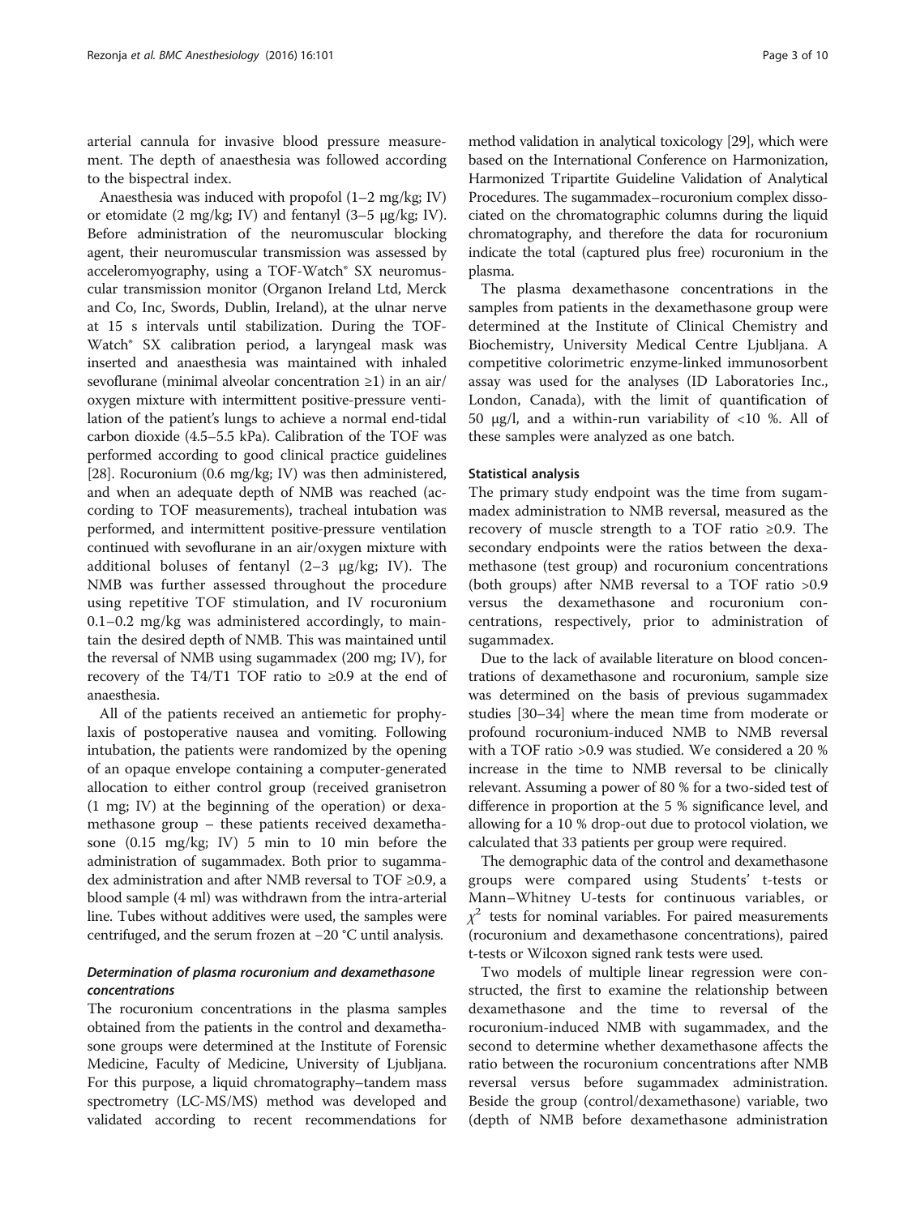arterial cannula for invasive blood pressure measurement. The depth of anaesthesia was followed according to the bispectral index.

Anaesthesia was induced with propofol (1–2 mg/kg; IV) or etomidate (2 mg/kg; IV) and fentanyl (3–5 μg/kg; IV). Before administration of the neuromuscular blocking agent, their neuromuscular transmission was assessed by acceleromyography, using a TOF-Watch® SX neuromuscular transmission monitor (Organon Ireland Ltd, Merck and Co, Inc, Swords, Dublin, Ireland), at the ulnar nerve at 15 s intervals until stabilization. During the TOF-Watch® SX calibration period, a laryngeal mask was inserted and anaesthesia was maintained with inhaled sevoflurane (minimal alveolar concentration ≥1) in an air/oxygen mixture with intermittent positive-pressure ventilation of the patient's lungs to achieve a normal end-tidal carbon dioxide (4.5–5.5 kPa). Calibration of the TOF was performed according to good clinical practice guidelines [28]. Rocuronium (0.6 mg/kg; IV) was then administered, and when an adequate depth of NMB was reached (according to TOF measurements), tracheal intubation was performed, and intermittent positive-pressure ventilation continued with sevoflurane in an air/oxygen mixture with additional boluses of fentanyl (2–3 μg/kg; IV). The NMB was further assessed throughout the procedure using repetitive TOF stimulation, and IV rocuronium 0.1–0.2 mg/kg was administered accordingly, to maintain the desired depth of NMB. This was maintained until the reversal of NMB using sugammadex (200 mg; IV), for recovery of the T4/T1 TOF ratio to ≥0.9 at the end of anaesthesia.

All of the patients received an antiemetic for prophylaxis of postoperative nausea and vomiting. Following intubation, the patients were randomized by the opening of an opaque envelope containing a computer-generated allocation to either control group (received granisetron (1 mg; IV) at the beginning of the operation) or dexamethasone group – these patients received dexamethasone (0.15 mg/kg; IV) 5 min to 10 min before the administration of sugammadex. Both prior to sugammadex administration and after NMB reversal to TOF ≥0.9, a blood sample (4 ml) was withdrawn from the intra-arterial line. Tubes without additives were used, the samples were centrifuged, and the serum frozen at −20 °C until analysis.

### *Determination of plasma rocuronium and dexamethasone concentrations*

The rocuronium concentrations in the plasma samples obtained from the patients in the control and dexamethasone groups were determined at the Institute of Forensic Medicine, Faculty of Medicine, University of Ljubljana. For this purpose, a liquid chromatography–tandem mass spectrometry (LC-MS/MS) method was developed and validated according to recent recommendations for method validation in analytical toxicology [29], which were based on the International Conference on Harmonization, Harmonized Tripartite Guideline Validation of Analytical Procedures. The sugammadex–rocuronium complex dissociated on the chromatographic columns during the liquid chromatography, and therefore the data for rocuronium indicate the total (captured plus free) rocuronium in the plasma.

The plasma dexamethasone concentrations in the samples from patients in the dexamethasone group were determined at the Institute of Clinical Chemistry and Biochemistry, University Medical Centre Ljubljana. A competitive colorimetric enzyme-linked immunosorbent assay was used for the analyses (ID Laboratories Inc., London, Canada), with the limit of quantification of 50 μg/l, and a within-run variability of <10 %. All of these samples were analyzed as one batch.

### Statistical analysis

The primary study endpoint was the time from sugammadex administration to NMB reversal, measured as the recovery of muscle strength to a TOF ratio ≥0.9. The secondary endpoints were the ratios between the dexamethasone (test group) and rocuronium concentrations (both groups) after NMB reversal to a TOF ratio >0.9 versus the dexamethasone and rocuronium concentrations, respectively, prior to administration of sugammadex.

Due to the lack of available literature on blood concentrations of dexamethasone and rocuronium, sample size was determined on the basis of previous sugammadex studies [30–34] where the mean time from moderate or profound rocuronium-induced NMB to NMB reversal with a TOF ratio >0.9 was studied. We considered a 20 % increase in the time to NMB reversal to be clinically relevant. Assuming a power of 80 % for a two-sided test of difference in proportion at the 5 % significance level, and allowing for a 10 % drop-out due to protocol violation, we calculated that 33 patients per group were required.

The demographic data of the control and dexamethasone groups were compared using Students' t-tests or Mann–Whitney U-tests for continuous variables, or $\chi^2$ tests for nominal variables. For paired measurements (rocuronium and dexamethasone concentrations), paired t-tests or Wilcoxon signed rank tests were used.

Two models of multiple linear regression were constructed, the first to examine the relationship between dexamethasone and the time to reversal of the rocuronium-induced NMB with sugammadex, and the second to determine whether dexamethasone affects the ratio between the rocuronium concentrations after NMB reversal versus before sugammadex administration. Beside the group (control/dexamethasone) variable, two (depth of NMB before dexamethasone administration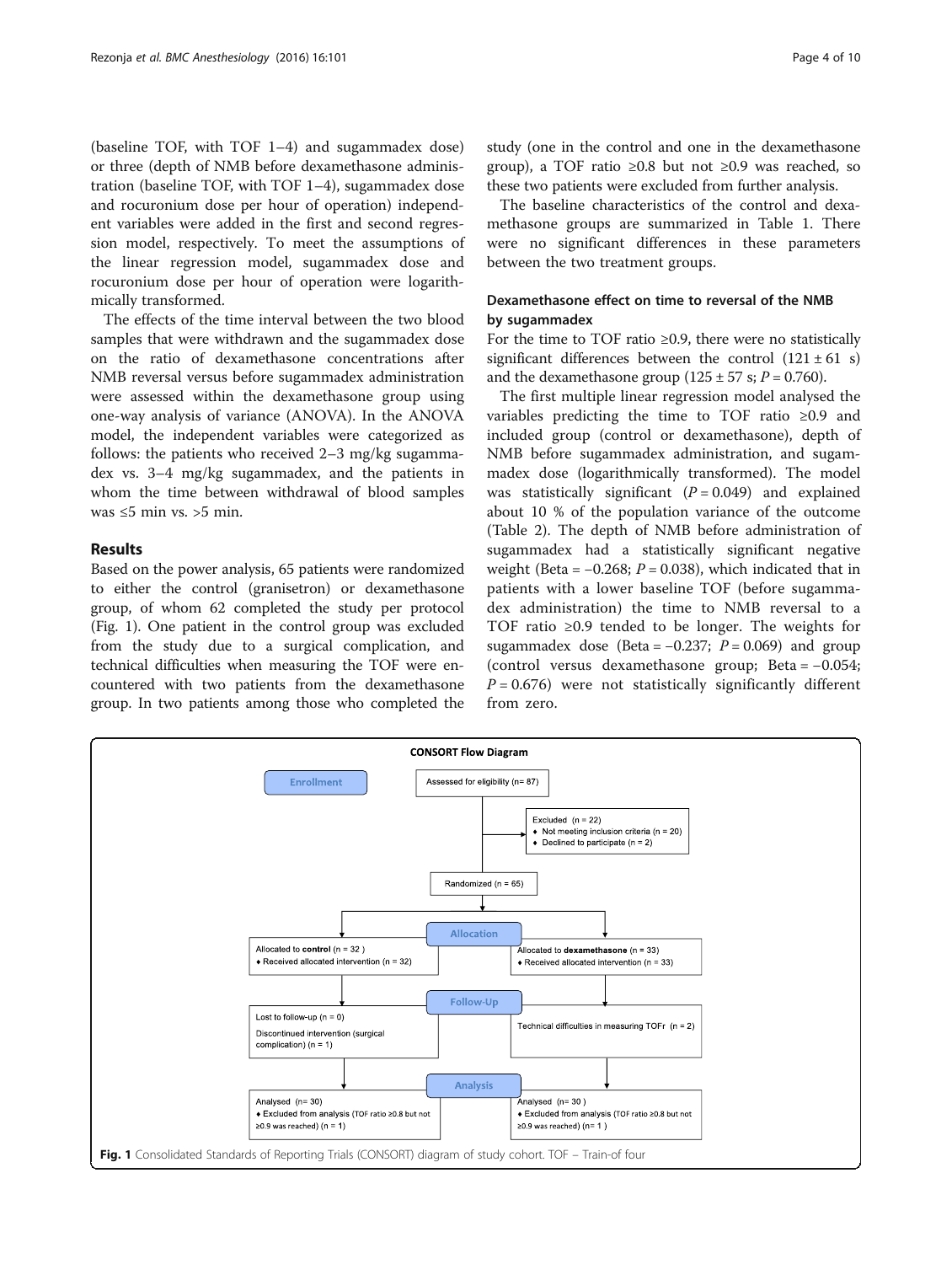(baseline TOF, with TOF 1–4) and sugammadex dose) or three (depth of NMB before dexamethasone administration (baseline TOF, with TOF 1–4), sugammadex dose and rocuronium dose per hour of operation) independent variables were added in the first and second regression model, respectively. To meet the assumptions of the linear regression model, sugammadex dose and rocuronium dose per hour of operation were logarithmically transformed.

The effects of the time interval between the two blood samples that were withdrawn and the sugammadex dose on the ratio of dexamethasone concentrations after NMB reversal versus before sugammadex administration were assessed within the dexamethasone group using one-way analysis of variance (ANOVA). In the ANOVA model, the independent variables were categorized as follows: the patients who received 2–3 mg/kg sugammadex vs. 3–4 mg/kg sugammadex, and the patients in whom the time between withdrawal of blood samples was ≤5 min vs. >5 min.

## Results

Based on the power analysis, 65 patients were randomized to either the control (granisetron) or dexamethasone group, of whom 62 completed the study per protocol (Fig. 1). One patient in the control group was excluded from the study due to a surgical complication, and technical difficulties when measuring the TOF were encountered with two patients from the dexamethasone group. In two patients among those who completed the study (one in the control and one in the dexamethasone group), a TOF ratio ≥0.8 but not ≥0.9 was reached, so these two patients were excluded from further analysis.

The baseline characteristics of the control and dexamethasone groups are summarized in Table 1. There were no significant differences in these parameters between the two treatment groups.

### Dexamethasone effect on time to reversal of the NMB by sugammadex

For the time to TOF ratio ≥0.9, there were no statistically significant differences between the control (121 ± 61 s) and the dexamethasone group (125 ± 57 s; $P = 0.760$).

The first multiple linear regression model analysed the variables predicting the time to TOF ratio ≥0.9 and included group (control or dexamethasone), depth of NMB before sugammadex administration, and sugammadex dose (logarithmically transformed). The model was statistically significant ($P = 0.049$) and explained about 10 % of the population variance of the outcome (Table 2). The depth of NMB before administration of sugammadex had a statistically significant negative weight (Beta = −0.268; $P = 0.038$), which indicated that in patients with a lower baseline TOF (before sugammadex administration) the time to NMB reversal to a TOF ratio ≥0.9 tended to be longer. The weights for sugammadex dose (Beta = −0.237; $P = 0.069$) and group (control versus dexamethasone group; Beta = −0.054; $P = 0.676$) were not statistically significantly different from zero.

**CONSORT Flow Diagram**

- **Enrollment**: Assessed for eligibility (n= 87)
  - Excluded (n = 22)
    - Not meeting inclusion criteria (n = 20)
    - Declined to participate (n = 2)
  - Randomized (n = 65)
- **Allocation**
  - Allocated to **control** (n = 32) – Received allocated intervention (n = 32)
  - Allocated to **dexamethasone** (n = 33) – Received allocated intervention (n = 33)
- **Follow-Up**
  - Control: Lost to follow-up (n = 0); Discontinued intervention (surgical complication) (n = 1)
  - Dexamethasone: Technical difficulties in measuring TOFr (n = 2)
- **Analysis**
  - Control: Analysed (n= 30) – Excluded from analysis (TOF ratio ≥0.8 but not ≥0.9 was reached) (n = 1)
  - Dexamethasone: Analysed (n= 30) – Excluded from analysis (TOF ratio ≥0.8 but not ≥0.9 was reached) (n= 1)

**Fig. 1** Consolidated Standards of Reporting Trials (CONSORT) diagram of study cohort. TOF – Train-of four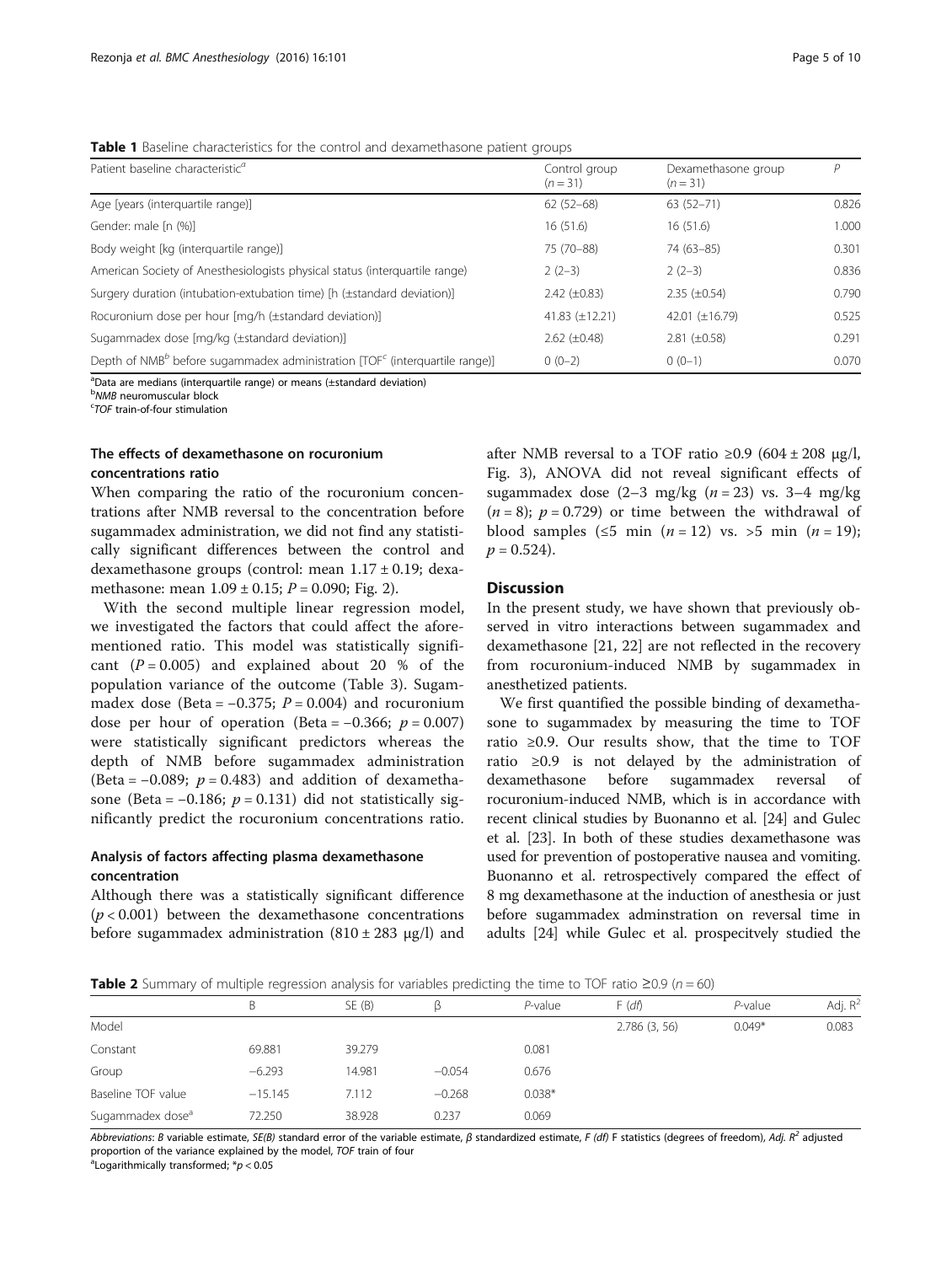**Table 1** Baseline characteristics for the control and dexamethasone patient groups

| Patient baseline characteristic[a] | Control group ($n = 31$) | Dexamethasone group ($n = 31$) | $P$ |
|---|---|---|---|
| Age [years (interquartile range)] | 62 (52–68) | 63 (52–71) | 0.826 |
| Gender: male [n (%)] | 16 (51.6) | 16 (51.6) | 1.000 |
| Body weight [kg (interquartile range)] | 75 (70–88) | 74 (63–85) | 0.301 |
| American Society of Anesthesiologists physical status (interquartile range) | 2 (2–3) | 2 (2–3) | 0.836 |
| Surgery duration (intubation-extubation time) [h (±standard deviation)] | 2.42 (±0.83) | 2.35 (±0.54) | 0.790 |
| Rocuronium dose per hour [mg/h (±standard deviation)] | 41.83 (±12.21) | 42.01 (±16.79) | 0.525 |
| Sugammadex dose [mg/kg (±standard deviation)] | 2.62 (±0.48) | 2.81 (±0.58) | 0.291 |
| Depth of NMB[b] before sugammadex administration [TOF[c] (interquartile range)] | 0 (0–2) | 0 (0–1) | 0.070 |

[a]Data are medians (interquartile range) or means (±standard deviation)
[b]*NMB* neuromuscular block
[c]*TOF* train-of-four stimulation

### The effects of dexamethasone on rocuronium concentrations ratio

When comparing the ratio of the rocuronium concentrations after NMB reversal to the concentration before sugammadex administration, we did not find any statistically significant differences between the control and dexamethasone groups (control: mean 1.17 ± 0.19; dexamethasone: mean 1.09 ± 0.15; $P = 0.090$; Fig. 2).

With the second multiple linear regression model, we investigated the factors that could affect the aforementioned ratio. This model was statistically significant ($P = 0.005$) and explained about 20 % of the population variance of the outcome (Table 3). Sugammadex dose (Beta = −0.375; $P = 0.004$) and rocuronium dose per hour of operation (Beta = −0.366; $p = 0.007$) were statistically significant predictors whereas the depth of NMB before sugammadex administration (Beta = −0.089; $p = 0.483$) and addition of dexamethasone (Beta = −0.186; $p = 0.131$) did not statistically significantly predict the rocuronium concentrations ratio.

### Analysis of factors affecting plasma dexamethasone concentration

Although there was a statistically significant difference ($p < 0.001$) between the dexamethasone concentrations before sugammadex administration (810 ± 283 μg/l) and after NMB reversal to a TOF ratio ≥0.9 (604 ± 208 μg/l, Fig. 3), ANOVA did not reveal significant effects of sugammadex dose (2–3 mg/kg ($n = 23$) vs. 3–4 mg/kg ($n = 8$); $p = 0.729$) or time between the withdrawal of blood samples (≤5 min ($n = 12$) vs. >5 min ($n = 19$); $p = 0.524$).

## Discussion

In the present study, we have shown that previously observed in vitro interactions between sugammadex and dexamethasone [21, 22] are not reflected in the recovery from rocuronium-induced NMB by sugammadex in anesthetized patients.

We first quantified the possible binding of dexamethasone to sugammadex by measuring the time to TOF ratio ≥0.9. Our results show, that the time to TOF ratio ≥0.9 is not delayed by the administration of dexamethasone before sugammadex reversal of rocuronium-induced NMB, which is in accordance with recent clinical studies by Buonanno et al. [24] and Gulec et al. [23]. In both of these studies dexamethasone was used for prevention of postoperative nausea and vomiting. Buonanno et al. retrospectively compared the effect of 8 mg dexamethasone at the induction of anesthesia or just before sugammadex adminstration on reversal time in adults [24] while Gulec et al. prospecitvely studied the

**Table 2** Summary of multiple regression analysis for variables predicting the time to TOF ratio ≥0.9 ($n = 60$)

| | B | SE (B) | β | *P*-value | F (*df*) | *P*-value | Adj. $R^2$ |
|---|---|---|---|---|---|---|---|
| Model | | | | | 2.786 (3, 56) | 0.049* | 0.083 |
| Constant | 69.881 | 39.279 | | 0.081 | | | |
| Group | −6.293 | 14.981 | −0.054 | 0.676 | | | |
| Baseline TOF value | −15.145 | 7.112 | −0.268 | 0.038* | | | |
| Sugammadex dose[a] | 72.250 | 38.928 | 0.237 | 0.069 | | | |

*Abbreviations*: *B* variable estimate, *SE(B)* standard error of the variable estimate, *β* standardized estimate, *F (df)* F statistics (degrees of freedom), *Adj.* $R^2$ adjusted proportion of the variance explained by the model, *TOF* train of four
[a]Logarithmically transformed; *$p < 0.05$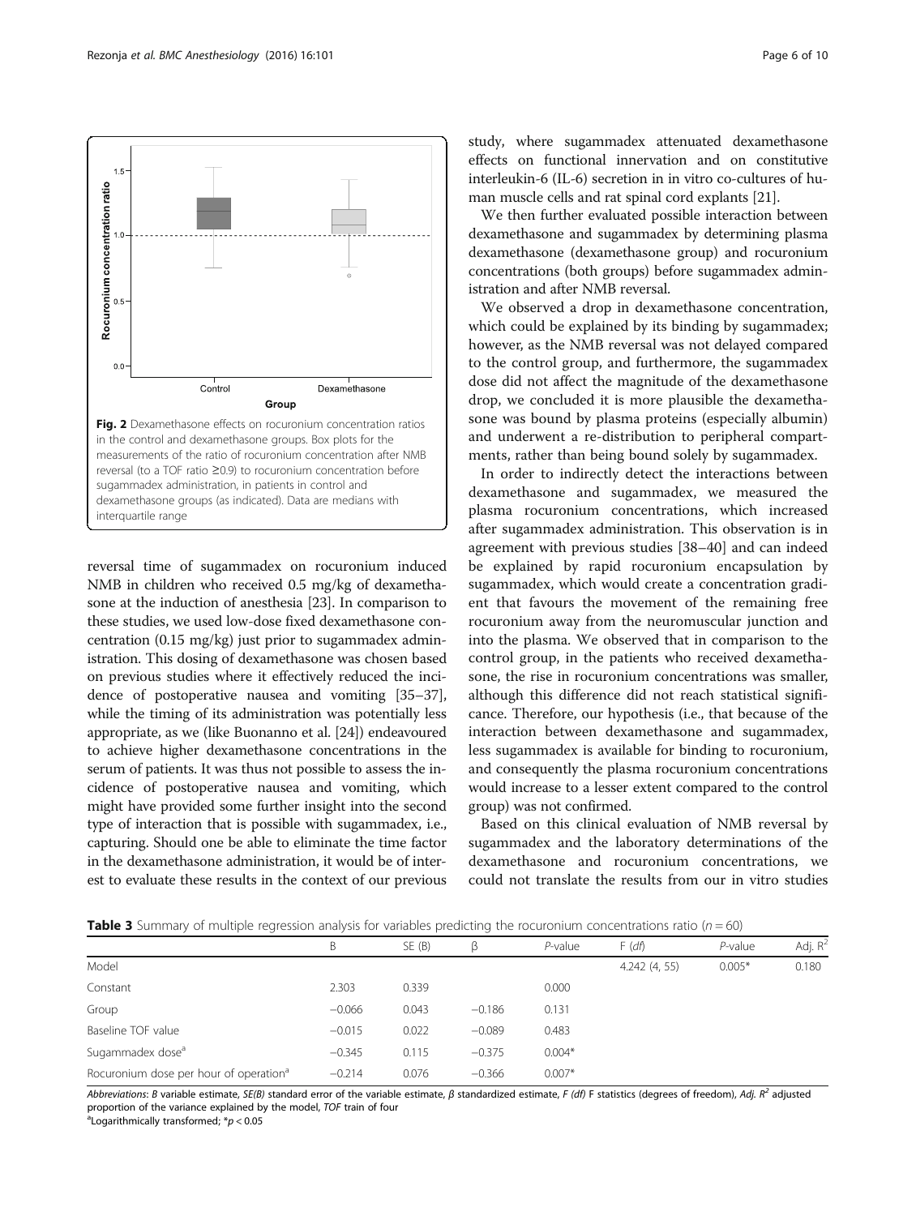Fig. 2 Dexamethasone effects on rocuronium concentration ratios in the control and dexamethasone groups. Box plots for the measurements of the ratio of rocuronium concentration after NMB reversal (to a TOF ratio ≥0.9) to rocuronium concentration before sugammadex administration, in patients in control and dexamethasone groups (as indicated). Data are medians with interquartile range

reversal time of sugammadex on rocuronium induced NMB in children who received 0.5 mg/kg of dexamethasone at the induction of anesthesia [23]. In comparison to these studies, we used low-dose fixed dexamethasone concentration (0.15 mg/kg) just prior to sugammadex administration. This dosing of dexamethasone was chosen based on previous studies where it effectively reduced the incidence of postoperative nausea and vomiting [35–37], while the timing of its administration was potentially less appropriate, as we (like Buonanno et al. [24]) endeavoured to achieve higher dexamethasone concentrations in the serum of patients. It was thus not possible to assess the incidence of postoperative nausea and vomiting, which might have provided some further insight into the second type of interaction that is possible with sugammadex, i.e., capturing. Should one be able to eliminate the time factor in the dexamethasone administration, it would be of interest to evaluate these results in the context of our previous study, where sugammadex attenuated dexamethasone effects on functional innervation and on constitutive interleukin-6 (IL-6) secretion in in vitro co-cultures of human muscle cells and rat spinal cord explants [21].

We then further evaluated possible interaction between dexamethasone and sugammadex by determining plasma dexamethasone (dexamethasone group) and rocuronium concentrations (both groups) before sugammadex administration and after NMB reversal.

We observed a drop in dexamethasone concentration, which could be explained by its binding by sugammadex; however, as the NMB reversal was not delayed compared to the control group, and furthermore, the sugammadex dose did not affect the magnitude of the dexamethasone drop, we concluded it is more plausible the dexamethasone was bound by plasma proteins (especially albumin) and underwent a re-distribution to peripheral compartments, rather than being bound solely by sugammadex.

In order to indirectly detect the interactions between dexamethasone and sugammadex, we measured the plasma rocuronium concentrations, which increased after sugammadex administration. This observation is in agreement with previous studies [38–40] and can indeed be explained by rapid rocuronium encapsulation by sugammadex, which would create a concentration gradient that favours the movement of the remaining free rocuronium away from the neuromuscular junction and into the plasma. We observed that in comparison to the control group, in the patients who received dexamethasone, the rise in rocuronium concentrations was smaller, although this difference did not reach statistical significance. Therefore, our hypothesis (i.e., that because of the interaction between dexamethasone and sugammadex, less sugammadex is available for binding to rocuronium, and consequently the plasma rocuronium concentrations would increase to a lesser extent compared to the control group) was not confirmed.

Based on this clinical evaluation of NMB reversal by sugammadex and the laboratory determinations of the dexamethasone and rocuronium concentrations, we could not translate the results from our in vitro studies

**Table 3** Summary of multiple regression analysis for variables predicting the rocuronium concentrations ratio ($n = 60$)

| | B | SE (B) | β | *P*-value | F (*df*) | *P*-value | Adj. $R^2$ |
|---|---|---|---|---|---|---|---|
| Model | | | | | 4.242 (4, 55) | 0.005* | 0.180 |
| Constant | 2.303 | 0.339 | | 0.000 | | | |
| Group | −0.066 | 0.043 | −0.186 | 0.131 | | | |
| Baseline TOF value | −0.015 | 0.022 | −0.089 | 0.483 | | | |
| Sugammadex dose[a] | −0.345 | 0.115 | −0.375 | 0.004* | | | |
| Rocuronium dose per hour of operation[a] | −0.214 | 0.076 | −0.366 | 0.007* | | | |

*Abbreviations*: *B* variable estimate, *SE(B)* standard error of the variable estimate, *β* standardized estimate, *F (df)* F statistics (degrees of freedom), *Adj. $R^2$* adjusted proportion of the variance explained by the model, *TOF* train of four

[a]Logarithmically transformed; *$p < 0.05$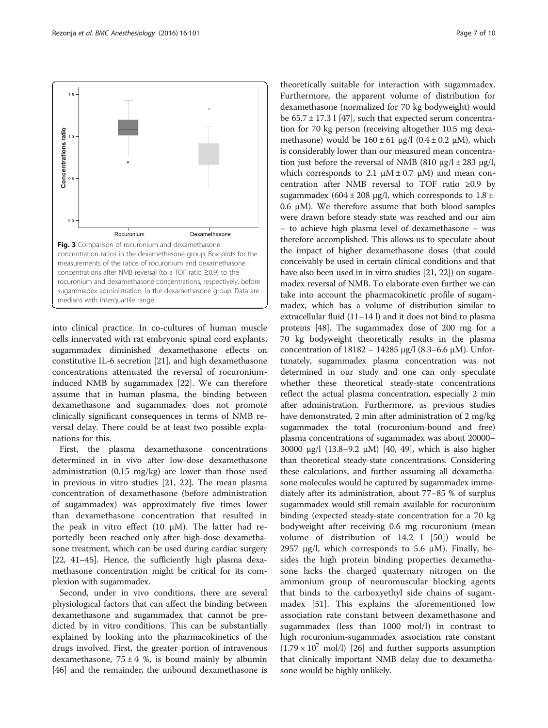Fig. 3 Comparison of rocuronium and dexamethasone concentration ratios in the dexamethasone group. Box plots for the measurements of the ratios of rocuronium and dexamethasone concentrations after NMB reversal (to a TOF ratio ≥0.9) to the rocuronium and dexamethasone concentrations, respectively, before sugammadex administration, in the dexamethasone group. Data are medians with interquartile range

into clinical practice. In co-cultures of human muscle cells innervated with rat embryonic spinal cord explants, sugammadex diminished dexamethasone effects on constitutive IL-6 secretion [21], and high dexamethasone concentrations attenuated the reversal of rocuronium-induced NMB by sugammadex [22]. We can therefore assume that in human plasma, the binding between dexamethasone and sugammadex does not promote clinically significant consequences in terms of NMB reversal delay. There could be at least two possible explanations for this.

First, the plasma dexamethasone concentrations determined in in vivo after low-dose dexamethasone administration (0.15 mg/kg) are lower than those used in previous in vitro studies [21, 22]. The mean plasma concentration of dexamethasone (before administration of sugammadex) was approximately five times lower than dexamethasone concentration that resulted in the peak in vitro effect (10 μM). The latter had reportedly been reached only after high-dose dexamethasone treatment, which can be used during cardiac surgery [22, 41–45]. Hence, the sufficiently high plasma dexamethasone concentration might be critical for its complexion with sugammadex.

Second, under in vivo conditions, there are several physiological factors that can affect the binding between dexamethasone and sugammadex that cannot be predicted by in vitro conditions. This can be substantially explained by looking into the pharmacokinetics of the drugs involved. First, the greater portion of intravenous dexamethasone, 75 ± 4 %, is bound mainly by albumin [46] and the remainder, the unbound dexamethasone is theoretically suitable for interaction with sugammadex. Furthermore, the apparent volume of distribution for dexamethasone (normalized for 70 kg bodyweight) would be 65.7 ± 17.3 l [47], such that expected serum concentration for 70 kg person (receiving altogether 10.5 mg dexamethasone) would be 160 ± 61 μg/l (0.4 ± 0.2 μM), which is considerably lower than our measured mean concentration just before the reversal of NMB (810 μg/l ± 283 μg/l, which corresponds to 2.1 μM ± 0.7 μM) and mean concentration after NMB reversal to TOF ratio ≥0.9 by sugammadex (604 ± 208 μg/l, which corresponds to 1.8 ± 0.6 μM). We therefore assume that both blood samples were drawn before steady state was reached and our aim – to achieve high plasma level of dexamethasone – was therefore accomplished. This allows us to speculate about the impact of higher dexamethasone doses (that could conceivably be used in certain clinical conditions and that have also been used in in vitro studies [21, 22]) on sugammadex reversal of NMB. To elaborate even further we can take into account the pharmacokinetic profile of sugammadex, which has a volume of distribution similar to extracellular fluid (11–14 l) and it does not bind to plasma proteins [48]. The sugammadex dose of 200 mg for a 70 kg bodyweight theoretically results in the plasma concentration of 18182 – 14285 μg/l (8.3–6.6 μM). Unfortunately, sugammadex plasma concentration was not determined in our study and one can only speculate whether these theoretical steady-state concentrations reflect the actual plasma concentration, especially 2 min after administration. Furthermore, as previous studies have demonstrated, 2 min after administration of 2 mg/kg sugammadex the total (rocuronium-bound and free) plasma concentrations of sugammadex was about 20000–30000 μg/l (13.8–9.2 μM) [40, 49], which is also higher than theoretical steady-state concentrations. Considering these calculations, and further assuming all dexamethasone molecules would be captured by sugammadex immediately after its administration, about 77–85 % of surplus sugammadex would still remain available for rocuronium binding (expected steady-state concentration for a 70 kg bodyweight after receiving 0.6 mg rocuronium (mean volume of distribution of 14.2 l [50]) would be 2957 μg/l, which corresponds to 5.6 μM). Finally, besides the high protein binding properties dexamethasone lacks the charged quaternary nitrogen on the ammonium group of neuromuscular blocking agents that binds to the carboxyethyl side chains of sugammadex [51]. This explains the aforementioned low association rate constant between dexamethasone and sugammadex (less than 1000 mol/l) in contrast to high rocuronium-sugammadex association rate constant ($1.79 \times 10^7$ mol/l) [26] and further supports assumption that clinically important NMB delay due to dexamethasone would be highly unlikely.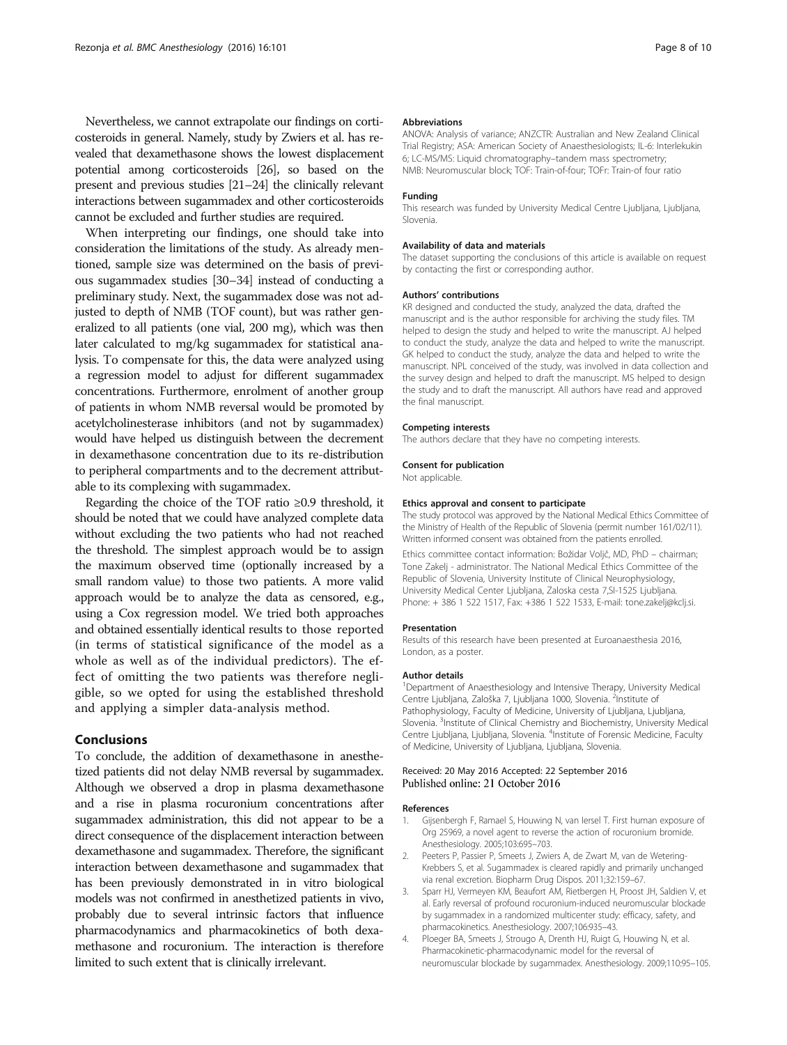Nevertheless, we cannot extrapolate our findings on corticosteroids in general. Namely, study by Zwiers et al. has revealed that dexamethasone shows the lowest displacement potential among corticosteroids [26], so based on the present and previous studies [21–24] the clinically relevant interactions between sugammadex and other corticosteroids cannot be excluded and further studies are required.

When interpreting our findings, one should take into consideration the limitations of the study. As already mentioned, sample size was determined on the basis of previous sugammadex studies [30–34] instead of conducting a preliminary study. Next, the sugammadex dose was not adjusted to depth of NMB (TOF count), but was rather generalized to all patients (one vial, 200 mg), which was then later calculated to mg/kg sugammadex for statistical analysis. To compensate for this, the data were analyzed using a regression model to adjust for different sugammadex concentrations. Furthermore, enrolment of another group of patients in whom NMB reversal would be promoted by acetylcholinesterase inhibitors (and not by sugammadex) would have helped us distinguish between the decrement in dexamethasone concentration due to its re-distribution to peripheral compartments and to the decrement attributable to its complexing with sugammadex.

Regarding the choice of the TOF ratio ≥0.9 threshold, it should be noted that we could have analyzed complete data without excluding the two patients who had not reached the threshold. The simplest approach would be to assign the maximum observed time (optionally increased by a small random value) to those two patients. A more valid approach would be to analyze the data as censored, e.g., using a Cox regression model. We tried both approaches and obtained essentially identical results to those reported (in terms of statistical significance of the model as a whole as well as of the individual predictors). The effect of omitting the two patients was therefore negligible, so we opted for using the established threshold and applying a simpler data-analysis method.

## Conclusions

To conclude, the addition of dexamethasone in anesthetized patients did not delay NMB reversal by sugammadex. Although we observed a drop in plasma dexamethasone and a rise in plasma rocuronium concentrations after sugammadex administration, this did not appear to be a direct consequence of the displacement interaction between dexamethasone and sugammadex. Therefore, the significant interaction between dexamethasone and sugammadex that has been previously demonstrated in in vitro biological models was not confirmed in anesthetized patients in vivo, probably due to several intrinsic factors that influence pharmacodynamics and pharmacokinetics of both dexamethasone and rocuronium. The interaction is therefore limited to such extent that is clinically irrelevant.

#### Abbreviations

ANOVA: Analysis of variance; ANZCTR: Australian and New Zealand Clinical Trial Registry; ASA: American Society of Anaesthesiologists; IL-6: Interlekukin 6; LC-MS/MS: Liquid chromatography–tandem mass spectrometry; NMB: Neuromuscular block; TOF: Train-of-four; TOFr: Train-of four ratio

#### Funding

This research was funded by University Medical Centre Ljubljana, Ljubljana, Slovenia.

#### Availability of data and materials

The dataset supporting the conclusions of this article is available on request by contacting the first or corresponding author.

#### Authors' contributions

KR designed and conducted the study, analyzed the data, drafted the manuscript and is the author responsible for archiving the study files. TM helped to design the study and helped to write the manuscript. AJ helped to conduct the study, analyze the data and helped to write the manuscript. GK helped to conduct the study, analyze the data and helped to write the manuscript. NPL conceived of the study, was involved in data collection and the survey design and helped to draft the manuscript. MS helped to design the study and to draft the manuscript. All authors have read and approved the final manuscript.

#### Competing interests

The authors declare that they have no competing interests.

#### Consent for publication

Not applicable.

#### Ethics approval and consent to participate

The study protocol was approved by the National Medical Ethics Committee of the Ministry of Health of the Republic of Slovenia (permit number 161/02/11). Written informed consent was obtained from the patients enrolled.

Ethics committee contact information: Božidar Voljč, MD, PhD – chairman; Tone Zakelj - administrator. The National Medical Ethics Committee of the Republic of Slovenia, University Institute of Clinical Neurophysiology, University Medical Center Ljubljana, Zaloska cesta 7,SI-1525 Ljubljana. Phone: + 386 1 522 1517, Fax: +386 1 522 1533, E-mail: tone.zakelj@kclj.si.

#### Presentation

Results of this research have been presented at Euroanaesthesia 2016, London, as a poster.

#### Author details

[1]Department of Anaesthesiology and Intensive Therapy, University Medical Centre Ljubljana, Zaloška 7, Ljubljana 1000, Slovenia. [2]Institute of Pathophysiology, Faculty of Medicine, University of Ljubljana, Ljubljana, Slovenia. [3]Institute of Clinical Chemistry and Biochemistry, University Medical Centre Ljubljana, Ljubljana, Slovenia. [4]Institute of Forensic Medicine, Faculty of Medicine, University of Ljubljana, Ljubljana, Slovenia.

Received: 20 May 2016 Accepted: 22 September 2016
Published online: 21 October 2016

#### References

1. Gijsenbergh F, Ramael S, Houwing N, van Iersel T. First human exposure of Org 25969, a novel agent to reverse the action of rocuronium bromide. Anesthesiology. 2005;103:695–703.
2. Peeters P, Passier P, Smeets J, Zwiers A, de Zwart M, van de Wetering-Krebbers S, et al. Sugammadex is cleared rapidly and primarily unchanged via renal excretion. Biopharm Drug Dispos. 2011;32:159–67.
3. Sparr HJ, Vermeyen KM, Beaufort AM, Rietbergen H, Proost JH, Saldien V, et al. Early reversal of profound rocuronium-induced neuromuscular blockade by sugammadex in a randomized multicenter study: efficacy, safety, and pharmacokinetics. Anesthesiology. 2007;106:935–43.
4. Ploeger BA, Smeets J, Strougo A, Drenth HJ, Ruigt G, Houwing N, et al. Pharmacokinetic-pharmacodynamic model for the reversal of neuromuscular blockade by sugammadex. Anesthesiology. 2009;110:95–105.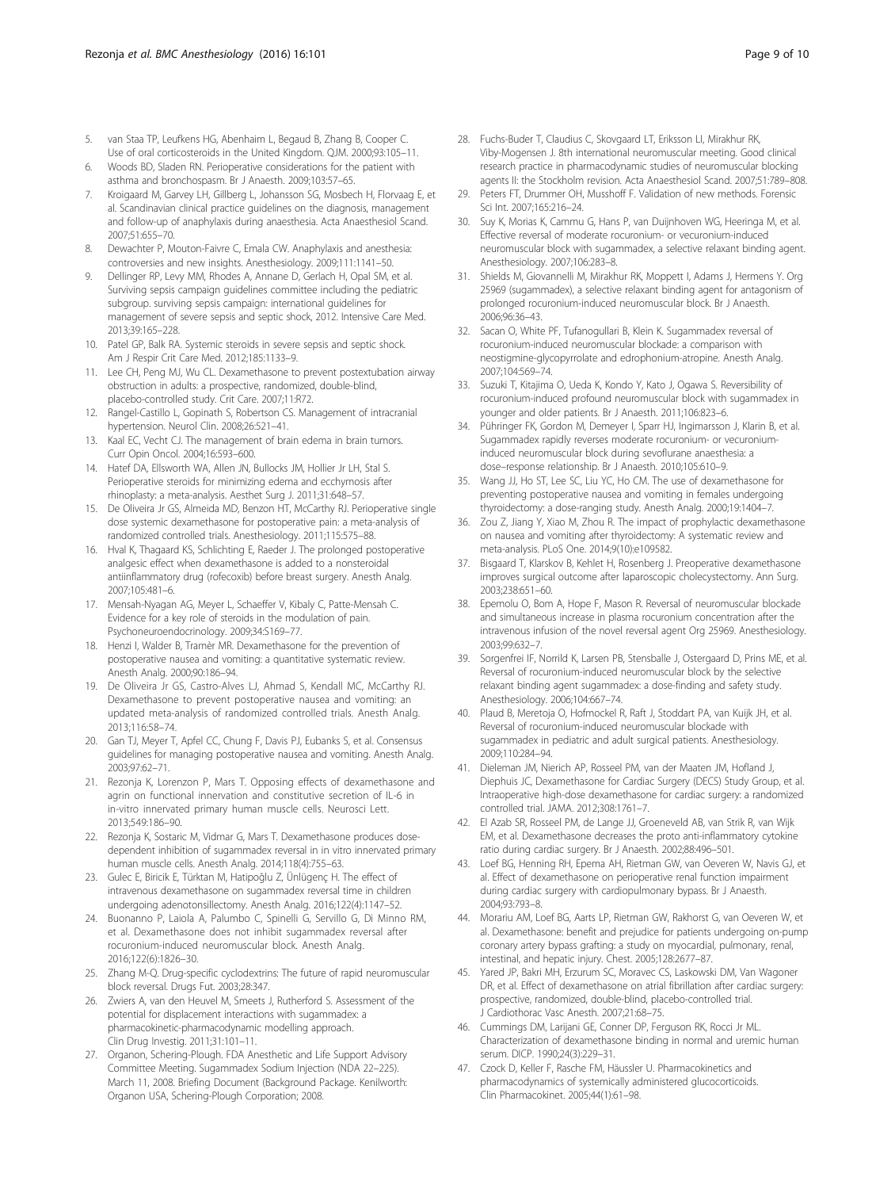5. van Staa TP, Leufkens HG, Abenhaim L, Begaud B, Zhang B, Cooper C. Use of oral corticosteroids in the United Kingdom. QJM. 2000;93:105–11.
6. Woods BD, Sladen RN. Perioperative considerations for the patient with asthma and bronchospasm. Br J Anaesth. 2009;103:57–65.
7. Kroigaard M, Garvey LH, Gillberg L, Johansson SG, Mosbech H, Florvaag E, et al. Scandinavian clinical practice guidelines on the diagnosis, management and follow-up of anaphylaxis during anaesthesia. Acta Anaesthesiol Scand. 2007;51:655–70.
8. Dewachter P, Mouton-Faivre C, Emala CW. Anaphylaxis and anesthesia: controversies and new insights. Anesthesiology. 2009;111:1141–50.
9. Dellinger RP, Levy MM, Rhodes A, Annane D, Gerlach H, Opal SM, et al. Surviving sepsis campaign guidelines committee including the pediatric subgroup. surviving sepsis campaign: international guidelines for management of severe sepsis and septic shock, 2012. Intensive Care Med. 2013;39:165–228.
10. Patel GP, Balk RA. Systemic steroids in severe sepsis and septic shock. Am J Respir Crit Care Med. 2012;185:1133–9.
11. Lee CH, Peng MJ, Wu CL. Dexamethasone to prevent postextubation airway obstruction in adults: a prospective, randomized, double-blind, placebo-controlled study. Crit Care. 2007;11:R72.
12. Rangel-Castillo L, Gopinath S, Robertson CS. Management of intracranial hypertension. Neurol Clin. 2008;26:521–41.
13. Kaal EC, Vecht CJ. The management of brain edema in brain tumors. Curr Opin Oncol. 2004;16:593–600.
14. Hatef DA, Ellsworth WA, Allen JN, Bullocks JM, Hollier Jr LH, Stal S. Perioperative steroids for minimizing edema and ecchymosis after rhinoplasty: a meta-analysis. Aesthet Surg J. 2011;31:648–57.
15. De Oliveira Jr GS, Almeida MD, Benzon HT, McCarthy RJ. Perioperative single dose systemic dexamethasone for postoperative pain: a meta-analysis of randomized controlled trials. Anesthesiology. 2011;115:575–88.
16. Hval K, Thagaard KS, Schlichting E, Raeder J. The prolonged postoperative analgesic effect when dexamethasone is added to a nonsteroidal antiinflammatory drug (rofecoxib) before breast surgery. Anesth Analg. 2007;105:481–6.
17. Mensah-Nyagan AG, Meyer L, Schaeffer V, Kibaly C, Patte-Mensah C. Evidence for a key role of steroids in the modulation of pain. Psychoneuroendocrinology. 2009;34:S169–77.
18. Henzi I, Walder B, Tramèr MR. Dexamethasone for the prevention of postoperative nausea and vomiting: a quantitative systematic review. Anesth Analg. 2000;90:186–94.
19. De Oliveira Jr GS, Castro-Alves LJ, Ahmad S, Kendall MC, McCarthy RJ. Dexamethasone to prevent postoperative nausea and vomiting: an updated meta-analysis of randomized controlled trials. Anesth Analg. 2013;116:58–74.
20. Gan TJ, Meyer T, Apfel CC, Chung F, Davis PJ, Eubanks S, et al. Consensus guidelines for managing postoperative nausea and vomiting. Anesth Analg. 2003;97:62–71.
21. Rezonja K, Lorenzon P, Mars T. Opposing effects of dexamethasone and agrin on functional innervation and constitutive secretion of IL-6 in in-vitro innervated primary human muscle cells. Neurosci Lett. 2013;549:186–90.
22. Rezonja K, Sostaric M, Vidmar G, Mars T. Dexamethasone produces dose-dependent inhibition of sugammadex reversal in in vitro innervated primary human muscle cells. Anesth Analg. 2014;118(4):755–63.
23. Gulec E, Biricik E, Türktan M, Hatipoğlu Z, Ünlügenç H. The effect of intravenous dexamethasone on sugammadex reversal time in children undergoing adenotonsillectomy. Anesth Analg. 2016;122(4):1147–52.
24. Buonanno P, Laiola A, Palumbo C, Spinelli G, Servillo G, Di Minno RM, et al. Dexamethasone does not inhibit sugammadex reversal after rocuronium-induced neuromuscular block. Anesth Analg. 2016;122(6):1826–30.
25. Zhang M-Q. Drug-specific cyclodextrins: The future of rapid neuromuscular block reversal. Drugs Fut. 2003;28:347.
26. Zwiers A, van den Heuvel M, Smeets J, Rutherford S. Assessment of the potential for displacement interactions with sugammadex: a pharmacokinetic-pharmacodynamic modelling approach. Clin Drug Investig. 2011;31:101–11.
27. Organon, Schering-Plough. FDA Anesthetic and Life Support Advisory Committee Meeting. Sugammadex Sodium Injection (NDA 22–225). March 11, 2008. Briefing Document (Background Package. Kenilworth: Organon USA, Schering-Plough Corporation; 2008.
28. Fuchs-Buder T, Claudius C, Skovgaard LT, Eriksson LI, Mirakhur RK, Viby-Mogensen J. 8th international neuromuscular meeting. Good clinical research practice in pharmacodynamic studies of neuromuscular blocking agents II: the Stockholm revision. Acta Anaesthesiol Scand. 2007;51:789–808.
29. Peters FT, Drummer OH, Musshoff F. Validation of new methods. Forensic Sci Int. 2007;165:216–24.
30. Suy K, Morias K, Cammu G, Hans P, van Duijnhoven WG, Heeringa M, et al. Effective reversal of moderate rocuronium- or vecuronium-induced neuromuscular block with sugammadex, a selective relaxant binding agent. Anesthesiology. 2007;106:283–8.
31. Shields M, Giovannelli M, Mirakhur RK, Moppett I, Adams J, Hermens Y. Org 25969 (sugammadex), a selective relaxant binding agent for antagonism of prolonged rocuronium-induced neuromuscular block. Br J Anaesth. 2006;96:36–43.
32. Sacan O, White PF, Tufanogullari B, Klein K. Sugammadex reversal of rocuronium-induced neuromuscular blockade: a comparison with neostigmine-glycopyrrolate and edrophonium-atropine. Anesth Analg. 2007;104:569–74.
33. Suzuki T, Kitajima O, Ueda K, Kondo Y, Kato J, Ogawa S. Reversibility of rocuronium-induced profound neuromuscular block with sugammadex in younger and older patients. Br J Anaesth. 2011;106:823–6.
34. Pühringer FK, Gordon M, Demeyer I, Sparr HJ, Ingimarsson J, Klarin B, et al. Sugammadex rapidly reverses moderate rocuronium- or vecuronium-induced neuromuscular block during sevoflurane anaesthesia: a dose–response relationship. Br J Anaesth. 2010;105:610–9.
35. Wang JJ, Ho ST, Lee SC, Liu YC, Ho CM. The use of dexamethasone for preventing postoperative nausea and vomiting in females undergoing thyroidectomy: a dose-ranging study. Anesth Analg. 2000;19:1404–7.
36. Zou Z, Jiang Y, Xiao M, Zhou R. The impact of prophylactic dexamethasone on nausea and vomiting after thyroidectomy: A systematic review and meta-analysis. PLoS One. 2014;9(10):e109582.
37. Bisgaard T, Klarskov B, Kehlet H, Rosenberg J. Preoperative dexamethasone improves surgical outcome after laparoscopic cholecystectomy. Ann Surg. 2003;238:651–60.
38. Epemolu O, Bom A, Hope F, Mason R. Reversal of neuromuscular blockade and simultaneous increase in plasma rocuronium concentration after the intravenous infusion of the novel reversal agent Org 25969. Anesthesiology. 2003;99:632–7.
39. Sorgenfrei IF, Norrild K, Larsen PB, Stensballe J, Ostergaard D, Prins ME, et al. Reversal of rocuronium-induced neuromuscular block by the selective relaxant binding agent sugammadex: a dose-finding and safety study. Anesthesiology. 2006;104:667–74.
40. Plaud B, Meretoja O, Hofmockel R, Raft J, Stoddart PA, van Kuijk JH, et al. Reversal of rocuronium-induced neuromuscular blockade with sugammadex in pediatric and adult surgical patients. Anesthesiology. 2009;110:284–94.
41. Dieleman JM, Nierich AP, Rosseel PM, van der Maaten JM, Hofland J, Diephuis JC, Dexamethasone for Cardiac Surgery (DECS) Study Group, et al. Intraoperative high-dose dexamethasone for cardiac surgery: a randomized controlled trial. JAMA. 2012;308:1761–7.
42. El Azab SR, Rosseel PM, de Lange JJ, Groeneveld AB, van Strik R, van Wijk EM, et al. Dexamethasone decreases the proto anti-inflammatory cytokine ratio during cardiac surgery. Br J Anaesth. 2002;88:496–501.
43. Loef BG, Henning RH, Epema AH, Rietman GW, van Oeveren W, Navis GJ, et al. Effect of dexamethasone on perioperative renal function impairment during cardiac surgery with cardiopulmonary bypass. Br J Anaesth. 2004;93:793–8.
44. Morariu AM, Loef BG, Aarts LP, Rietman GW, Rakhorst G, van Oeveren W, et al. Dexamethasone: benefit and prejudice for patients undergoing on-pump coronary artery bypass grafting: a study on myocardial, pulmonary, renal, intestinal, and hepatic injury. Chest. 2005;128:2677–87.
45. Yared JP, Bakri MH, Erzurum SC, Moravec CS, Laskowski DM, Van Wagoner DR, et al. Effect of dexamethasone on atrial fibrillation after cardiac surgery: prospective, randomized, double-blind, placebo-controlled trial. J Cardiothorac Vasc Anesth. 2007;21:68–75.
46. Cummings DM, Larijani GE, Conner DP, Ferguson RK, Rocci Jr ML. Characterization of dexamethasone binding in normal and uremic human serum. DICP. 1990;24(3):229–31.
47. Czock D, Keller F, Rasche FM, Häussler U. Pharmacokinetics and pharmacodynamics of systemically administered glucocorticoids. Clin Pharmacokinet. 2005;44(1):61–98.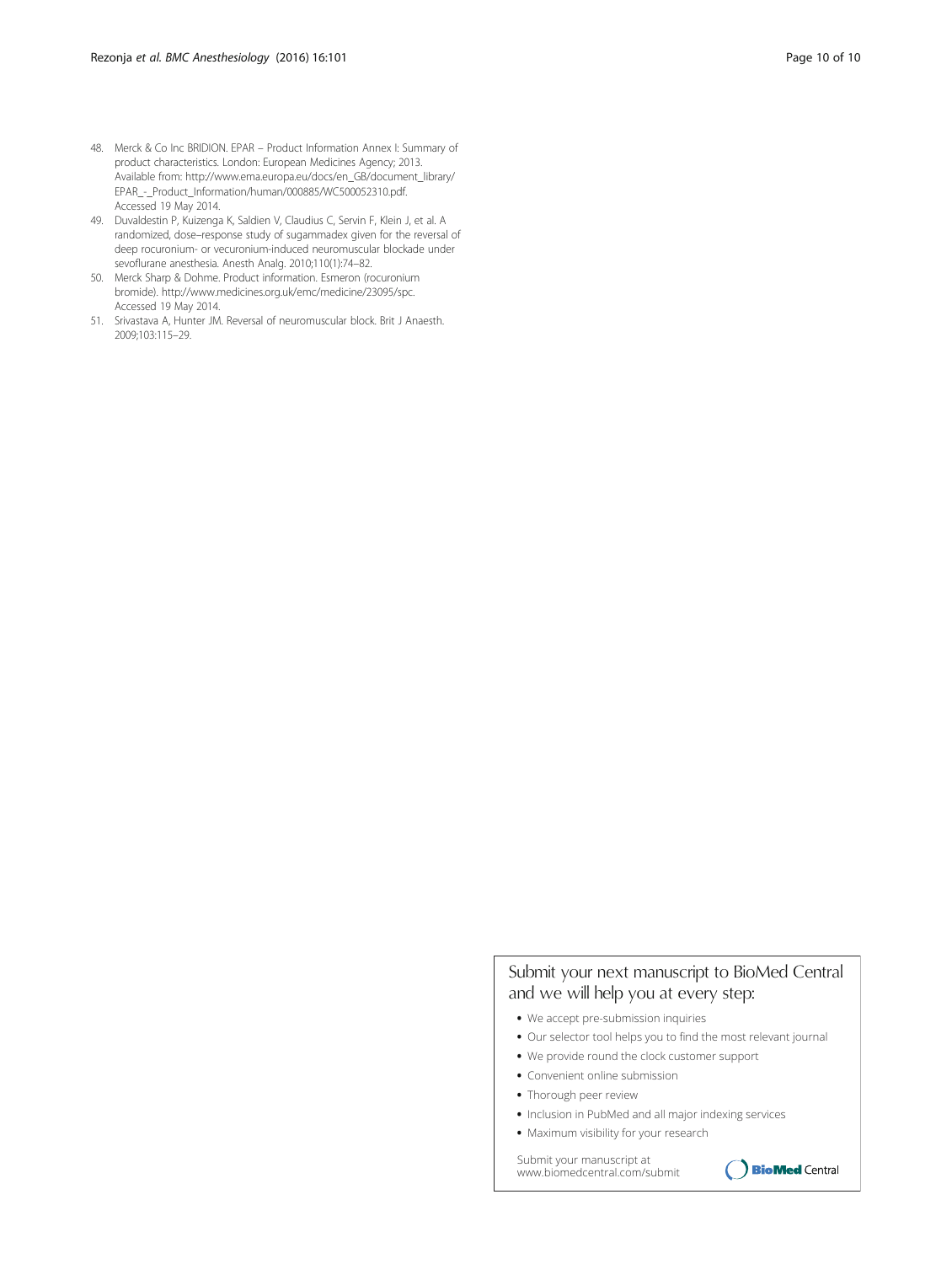48. Merck & Co Inc BRIDION. EPAR – Product Information Annex I: Summary of product characteristics. London: European Medicines Agency; 2013. Available from: http://www.ema.europa.eu/docs/en_GB/document_library/EPAR_-_Product_Information/human/000885/WC500052310.pdf. Accessed 19 May 2014.
49. Duvaldestin P, Kuizenga K, Saldien V, Claudius C, Servin F, Klein J, et al. A randomized, dose–response study of sugammadex given for the reversal of deep rocuronium- or vecuronium-induced neuromuscular blockade under sevoflurane anesthesia. Anesth Analg. 2010;110(1):74–82.
50. Merck Sharp & Dohme. Product information. Esmeron (rocuronium bromide). http://www.medicines.org.uk/emc/medicine/23095/spc. Accessed 19 May 2014.
51. Srivastava A, Hunter JM. Reversal of neuromuscular block. Brit J Anaesth. 2009;103:115–29.

Submit your next manuscript to BioMed Central and we will help you at every step:

- We accept pre-submission inquiries
- Our selector tool helps you to find the most relevant journal
- We provide round the clock customer support
- Convenient online submission
- Thorough peer review
- Inclusion in PubMed and all major indexing services
- Maximum visibility for your research

Submit your manuscript at
www.biomedcentral.com/submit

BioMed Central